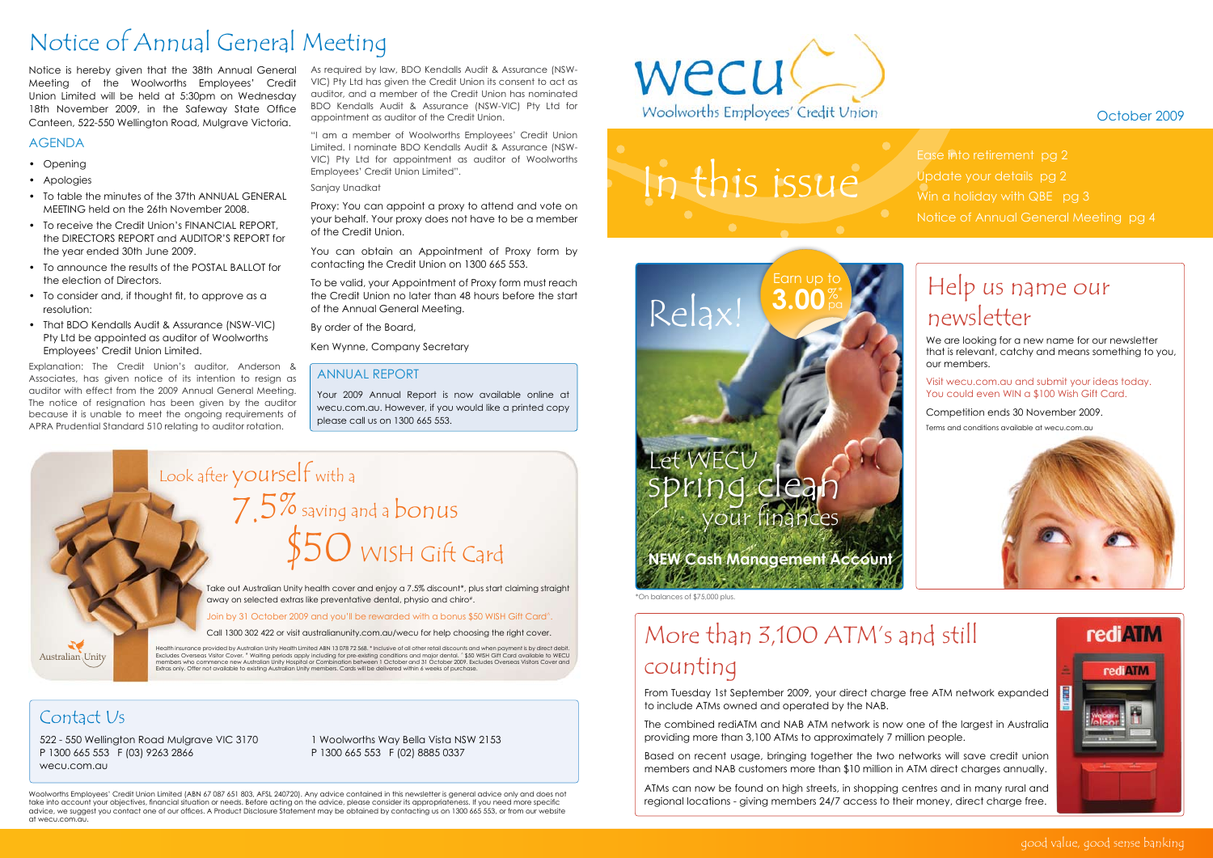# Notice of Annual General Meeting

Notice is hereby given that the 38th Annual General Meeting of the Woolworths Employees' Credit Union Limited will be held at 5:30pm on Wednesday 18th November 2009, in the Safeway State Office Canteen, 522-550 Wellington Road, Mulgrave Victoria.

## AGENDA

- Opening
- Apologies
- To table the minutes of the 37th ANNUAL GENERAL MEETING held on the 26th November 2008.
- To receive the Credit Union's FINANCIAL REPORT, the DIRECTORS REPORT and AUDITOR'S REPORT for the year ended 30th June 2009.
- To announce the results of the POSTAL BALLOT for the election of Directors.
- To consider and, if thought fit, to approve as a resolution:
- That BDO Kendalls Audit & Assurance (NSW-VIC) Pty Ltd be appointed as auditor of Woolworths Employees' Credit Union Limited.

Explanation: The Credit Union's auditor, Anderson & Associates, has given notice of its intention to resign as auditor with effect from the 2009 Annual General Meeting. The notice of resignation has been given by the auditor because it is unable to meet the ongoing requirements of APRA Prudential Standard 510 relating to auditor rotation.

As required by law, BDO Kendalls Audit & Assurance (NSW-VIC) Pty Ltd has given the Credit Union its consent to act as auditor, and a member of the Credit Union has nominated BDO Kendalls Audit & Assurance (NSW-VIC) Pty Ltd for appointment as auditor of the Credit Union.

"I am a member of Woolworths Employees' Credit Union Limited. I nominate BDO Kendalls Audit & Assurance (NSW-VIC) Pty Ltd for appointment as auditor of Woolworths Employees' Credit Union Limited".

Sanjay Unadkat

Proxy: You can appoint a proxy to attend and vote on your behalf. Your proxy does not have to be a member of the Credit Union.

You can obtain an Appointment of Proxy form by contacting the Credit Union on 1300 665 553.

To be valid, your Appointment of Proxy form must reach the Credit Union no later than 48 hours before the start of the Annual General Meeting.

By order of the Board,

Ken Wynne, Company Secretary

## ANNUAL REPORT

Your 2009 Annual Report is now available online at wecu.com.au. However, if you would like a printed copy please call us on 1300 665 553.

## Look after yourself with a 7.5% saving and a bonus $50 WISH Gift Card

Take out Australian Unity health cover and enjoy a 7.5% discount*, plus start claiming straight away on selected extras like preventative dental, physio and chiro#.

Join by 31 October 2009 and you'll be rewarded with a bonus $50 WISH Gift Card^.

Call 1300 302 422 or visit australianunity.com.au/wecu for help choosing the right cover.

Health insurance provided by Australian Unity Health Limited ABN 13 078 72 568. * Inclusive of all other retail discounts and when payment is by direct debit. Excludes Overseas Visitor Cover. # Waiting periods apply including for pre-existing conditions and major dental. ^ $50 WISH Gift Card available to WECU members who commence new Australian Unity Hospital or Combination between 1 October and 31 October 2009. Excludes Overseas Visitors Cover and Extras only. Offer not available to existing Australian Unity members. Cards will be delivered within 6 weeks of purchase.

Australian Unity

## Contact Us

522 - 550 Wellington Road Mulgrave VIC 3170
P 1300 665 553 F (03) 9263 2866
wecu.com.au

1 Woolworths Way Bella Vista NSW 2153
P 1300 665 553 F (02) 8885 0337

Woolworths Employees' Credit Union Limited (ABN 67 087 651 803, AFSL 240720). Any advice contained in this newsletter is general advice only and does not take into account your objectives, financial situation or needs. Before acting on the advice, please consider its appropriateness. If you need more specific advice, we suggest you contact one of our offices. A Product Disclosure Statement may be obtained by contacting us on 1300 665 553, or from our website at wecu.com.au.

wecu
Woolworths Employees' Credit Union

October 2009

# In this issue

- Ease into retirement pg 2
- Update your details pg 2
- Win a holiday with QBE pg 3
- Notice of Annual General Meeting pg 4

## Relax! Earn up to 3.00%* pa

Let WECU spring clean your finances

**NEW Cash Management Account**

*On balances of $75,000 plus.

## Help us name our newsletter

We are looking for a new name for our newsletter that is relevant, catchy and means something to you, our members.

Visit wecu.com.au and submit your ideas today. You could even WIN a $100 Wish Gift Card.

Competition ends 30 November 2009.

Terms and conditions available at wecu.com.au

## More than 3,100 ATM's and still counting

From Tuesday 1st September 2009, your direct charge free ATM network expanded to include ATMs owned and operated by the NAB.

The combined rediATM and NAB ATM network is now one of the largest in Australia providing more than 3,100 ATMs to approximately 7 million people.

Based on recent usage, bringing together the two networks will save credit union members and NAB customers more than $10 million in ATM direct charges annually.

ATMs can now be found on high streets, in shopping centres and in many rural and regional locations - giving members 24/7 access to their money, direct charge free.

good value, good sense banking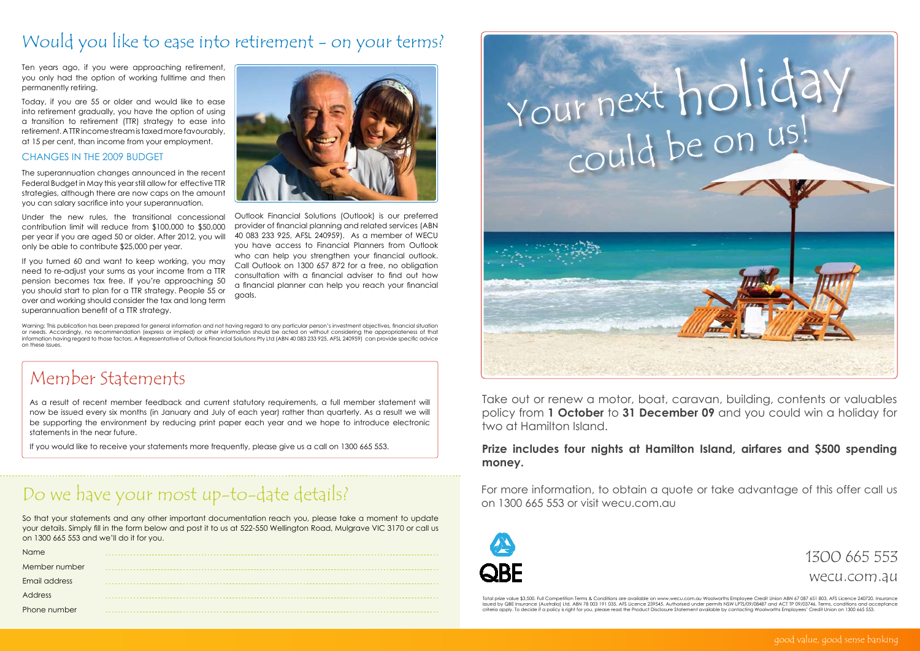# Would you like to ease into retirement - on your terms?

Ten years ago, if you were approaching retirement, you only had the option of working fulltime and then permanently retiring.

Today, if you are 55 or older and would like to ease into retirement gradually, you have the option of using a transition to retirement (TTR) strategy to ease into retirement. A TTR income stream is taxed more favourably, at 15 per cent, than income from your employment.

## CHANGES IN THE 2009 BUDGET

The superannuation changes announced in the recent Federal Budget in May this year still allow for effective TTR strategies, although there are now caps on the amount you can salary sacrifice into your superannuation.

Under the new rules, the transitional concessional contribution limit will reduce from $100,000 to $50,000 per year if you are aged 50 or older. After 2012, you will only be able to contribute $25,000 per year.

If you turned 60 and want to keep working, you may need to re-adjust your sums as your income from a TTR pension becomes tax free. If you're approaching 50 you should start to plan for a TTR strategy. People 55 or over and working should consider the tax and long term superannuation benefit of a TTR strategy.

Outlook Financial Solutions (Outlook) is our preferred provider of financial planning and related services (ABN 40 083 233 925, AFSL 240959). As a member of WECU you have access to Financial Planners from Outlook who can help you strengthen your financial outlook. Call Outlook on 1300 657 872 for a free, no obligation consultation with a financial adviser to find out how a financial planner can help you reach your financial goals.

Warning: This publication has been prepared for general information and not having regard to any particular person's investment objectives, financial situation or needs. Accordingly, no recommendation (express or implied) or other information should be acted on without considering the appropriateness of that information having regard to those factors. A Representative of Outlook Financial Solutions Pty Ltd (ABN 40 083 233 925, AFSL 240959) can provide specific advice on these issues.

# Member Statements

As a result of recent member feedback and current statutory requirements, a full member statement will now be issued every six months (in January and July of each year) rather than quarterly. As a result we will be supporting the environment by reducing print paper each year and we hope to introduce electronic statements in the near future.

If you would like to receive your statements more frequently, please give us a call on 1300 665 553.

# Do we have your most up-to-date details?

So that your statements and any other important documentation reach you, please take a moment to update your details. Simply fill in the form below and post it to us at 522-550 Wellington Road, Mulgrave VIC 3170 or call us on 1300 665 553 and we'll do it for you.

Name ..............................................................

Member number ..............................................................

Email address ..............................................................

Address ..............................................................

Phone number ..............................................................

# Your next holiday could be on us!

Take out or renew a motor, boat, caravan, building, contents or valuables policy from **1 October** to **31 December 09** and you could win a holiday for two at Hamilton Island.

**Prize includes four nights at Hamilton Island, airfares and $500 spending money.**

For more information, to obtain a quote or take advantage of this offer call us on 1300 665 553 or visit wecu.com.au

QBE

1300 665 553
wecu.com.au

Total prize value $3,500. Full Competition Terms & Conditions are available on www.wecu.com.au Woolworths Employee Credit Union ABN 67 087 651 803, AFS Licence 240720. Insurance issued by QBE Insurance (Australia) Ltd. ABN 78 003 191 035. AFS Licence 239545. Authorised under permits NSW LPTS/09/08487 and ACT TP 09/03746. Terms, conditions and acceptance criteria apply. To decide if a policy is right for you, please read the Product Disclosure Statement available by contacting Woolworths Employees' Credit Union on 1300 665 553.

good value, good sense banking